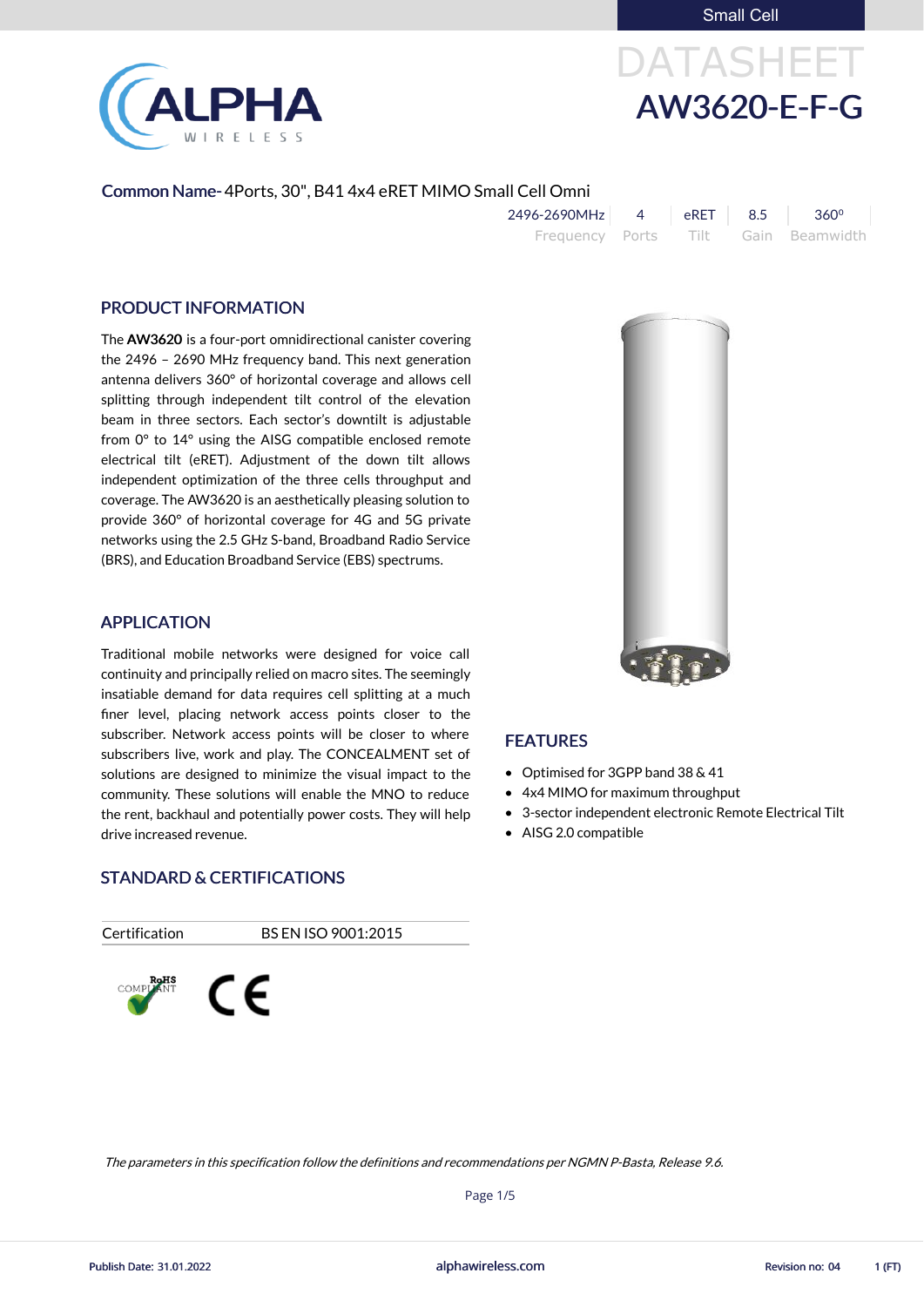Small Cell

# DATASHEET
# AW3620-E-F-G

**Common Name-** 4Ports, 30", B41 4x4 eRET MIMO Small Cell Omni

| 2496-2690MHz | 4 | eRET | 8.5 | 360⁰ |
|---|---|---|---|---|
| Frequency | Ports | Tilt | Gain | Beamwidth |

## PRODUCT INFORMATION

The **AW3620** is a four-port omnidirectional canister covering the 2496 – 2690 MHz frequency band. This next generation antenna delivers 360° of horizontal coverage and allows cell splitting through independent tilt control of the elevation beam in three sectors. Each sector's downtilt is adjustable from 0° to 14° using the AISG compatible enclosed remote electrical tilt (eRET). Adjustment of the down tilt allows independent optimization of the three cells throughput and coverage. The AW3620 is an aesthetically pleasing solution to provide 360° of horizontal coverage for 4G and 5G private networks using the 2.5 GHz S-band, Broadband Radio Service (BRS), and Education Broadband Service (EBS) spectrums.

## APPLICATION

Traditional mobile networks were designed for voice call continuity and principally relied on macro sites. The seemingly insatiable demand for data requires cell splitting at a much finer level, placing network access points closer to the subscriber. Network access points will be closer to where subscribers live, work and play. The CONCEALMENT set of solutions are designed to minimize the visual impact to the community. These solutions will enable the MNO to reduce the rent, backhaul and potentially power costs. They will help drive increased revenue.

## STANDARD & CERTIFICATIONS

| Certification | BS EN ISO 9001:2015 |
|---|---|

RoHS COMPLIANT   CE

## FEATURES

- Optimised for 3GPP band 38 & 41
- 4x4 MIMO for maximum throughput
- 3-sector independent electronic Remote Electrical Tilt
- AISG 2.0 compatible

*The parameters in this specification follow the definitions and recommendations per NGMN P-Basta, Release 9.6.*

Publish Date: 31.01.2022 | alphawireless.com | Revision no: 04 | 1 (FT)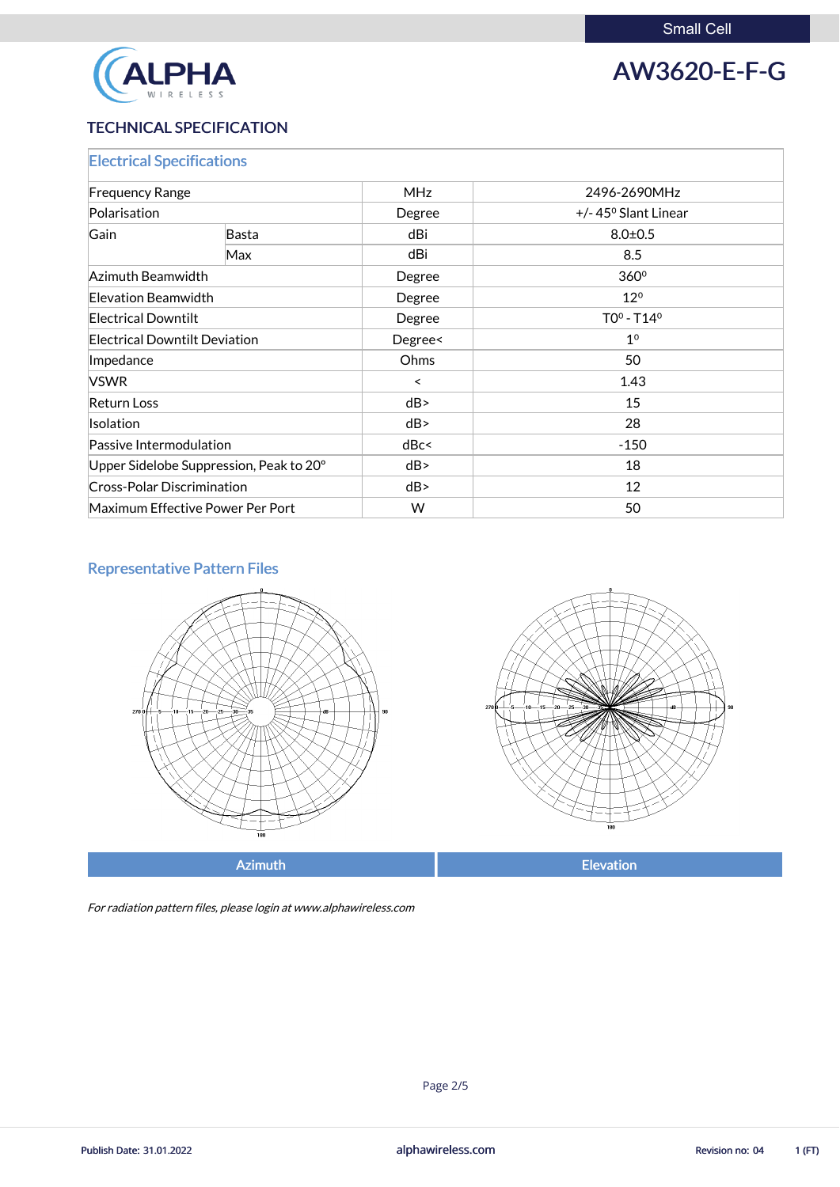# AW3620-E-F-G

Small Cell

## TECHNICAL SPECIFICATION

### Electrical Specifications

| | | | |
|---|---|---|---|
| Frequency Range | | MHz | 2496-2690MHz |
| Polarisation | | Degree | +/- 45º Slant Linear |
| Gain | Basta | dBi | 8.0±0.5 |
| | Max | dBi | 8.5 |
| Azimuth Beamwidth | | Degree | 360º |
| Elevation Beamwidth | | Degree | 12º |
| Electrical Downtilt | | Degree | T0º - T14º |
| Electrical Downtilt Deviation | | Degree< | 1º |
| Impedance | | Ohms | 50 |
| VSWR | | < | 1.43 |
| Return Loss | | dB> | 15 |
| Isolation | | dB> | 28 |
| Passive Intermodulation | | dBc< | -150 |
| Upper Sidelobe Suppression, Peak to 20° | | dB> | 18 |
| Cross-Polar Discrimination | | dB> | 12 |
| Maximum Effective Power Per Port | | W | 50 |

### Representative Pattern Files

| Azimuth | Elevation |
|---|---|

*For radiation pattern files, please login at www.alphawireless.com*

Publish Date: 31.01.2022 alphawireless.com Revision no: 04 1 (FT)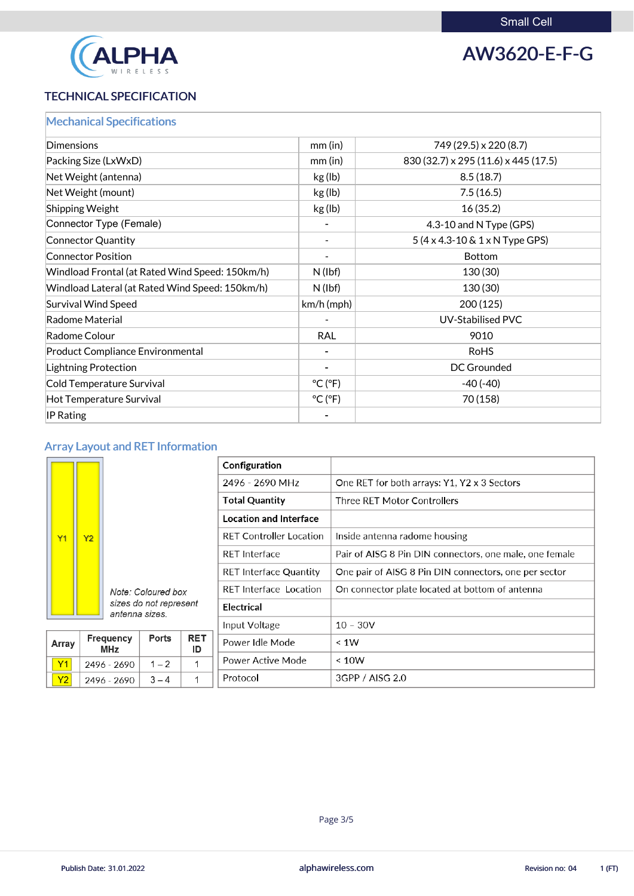Small Cell

# AW3620-E-F-G

## TECHNICAL SPECIFICATION

### Mechanical Specifications

| | | |
|---|---|---|
| Dimensions | mm (in) | 749 (29.5) x 220 (8.7) |
| Packing Size (LxWxD) | mm (in) | 830 (32.7) x 295 (11.6) x 445 (17.5) |
| Net Weight (antenna) | kg (lb) | 8.5 (18.7) |
| Net Weight (mount) | kg (lb) | 7.5 (16.5) |
| Shipping Weight | kg (lb) | 16 (35.2) |
| Connector Type (Female) | - | 4.3-10 and N Type (GPS) |
| Connector Quantity | - | 5 (4 x 4.3-10 & 1 x N Type GPS) |
| Connector Position | - | Bottom |
| Windload Frontal (at Rated Wind Speed: 150km/h) | N (lbf) | 130 (30) |
| Windload Lateral (at Rated Wind Speed: 150km/h) | N (lbf) | 130 (30) |
| Survival Wind Speed | km/h (mph) | 200 (125) |
| Radome Material | - | UV-Stabilised PVC |
| Radome Colour | RAL | 9010 |
| Product Compliance Environmental | - | RoHS |
| Lightning Protection | - | DC Grounded |
| Cold Temperature Survival | °C (°F) | -40 (-40) |
| Hot Temperature Survival | °C (°F) | 70 (158) |
| IP Rating | - | |

### Array Layout and RET Information

Y1 Y2

*Note: Coloured box sizes do not represent antenna sizes.*

| Array | Frequency MHz | Ports | RET ID |
|---|---|---|---|
| Y1 | 2496 - 2690 | 1 – 2 | 1 |
| Y2 | 2496 - 2690 | 3 – 4 | 1 |

| **Configuration** | |
|---|---|
| 2496 - 2690 MHz | One RET for both arrays: Y1, Y2 x 3 Sectors |
| **Total Quantity** | Three RET Motor Controllers |
| **Location and Interface** | |
| RET Controller Location | Inside antenna radome housing |
| RET Interface | Pair of AISG 8 Pin DIN connectors, one male, one female |
| RET Interface Quantity | One pair of AISG 8 Pin DIN connectors, one per sector |
| RET Interface Location | On connector plate located at bottom of antenna |
| **Electrical** | |
| Input Voltage | 10 – 30V |
| Power Idle Mode | < 1W |
| Power Active Mode | < 10W |
| Protocol | 3GPP / AISG 2.0 |

Publish Date: 31.01.2022 | alphawireless.com | Revision no: 04 | 1 (FT)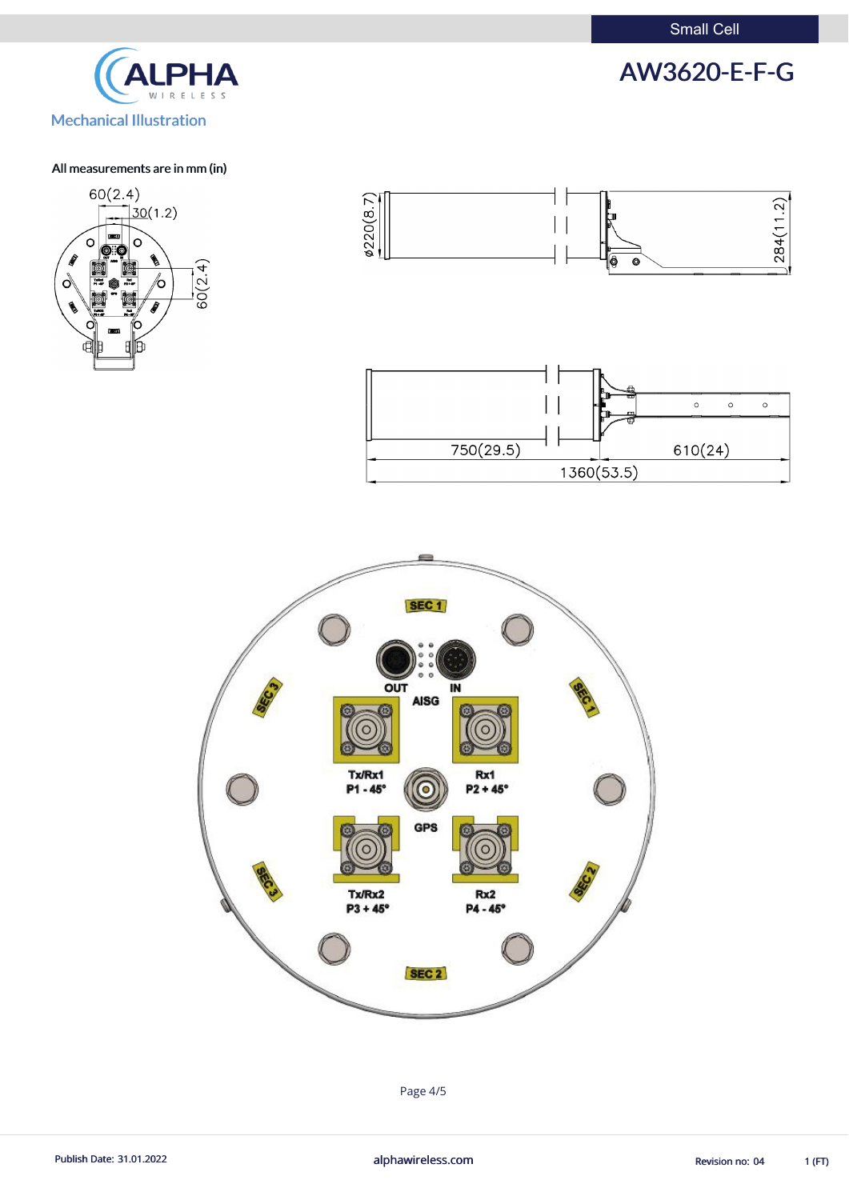Small Cell

# AW3620-E-F-G

## Mechanical Illustration

All measurements are in mm (in)

60(2.4)
30(1.2)
60(2.4)

ø220(8.7)
284(11.2)

750(29.5)
610(24)
1360(53.5)

SEC 1
OUT
AISG
IN
SEC 3
SEC 1
Tx/Rx1
P1 - 45°
Rx1
P2 + 45°
GPS
Tx/Rx2
P3 + 45°
Rx2
P4 - 45°
SEC 3
SEC 2
SEC 2

Publish Date: 31.01.2022

alphawireless.com

Revision no: 04 1 (FT)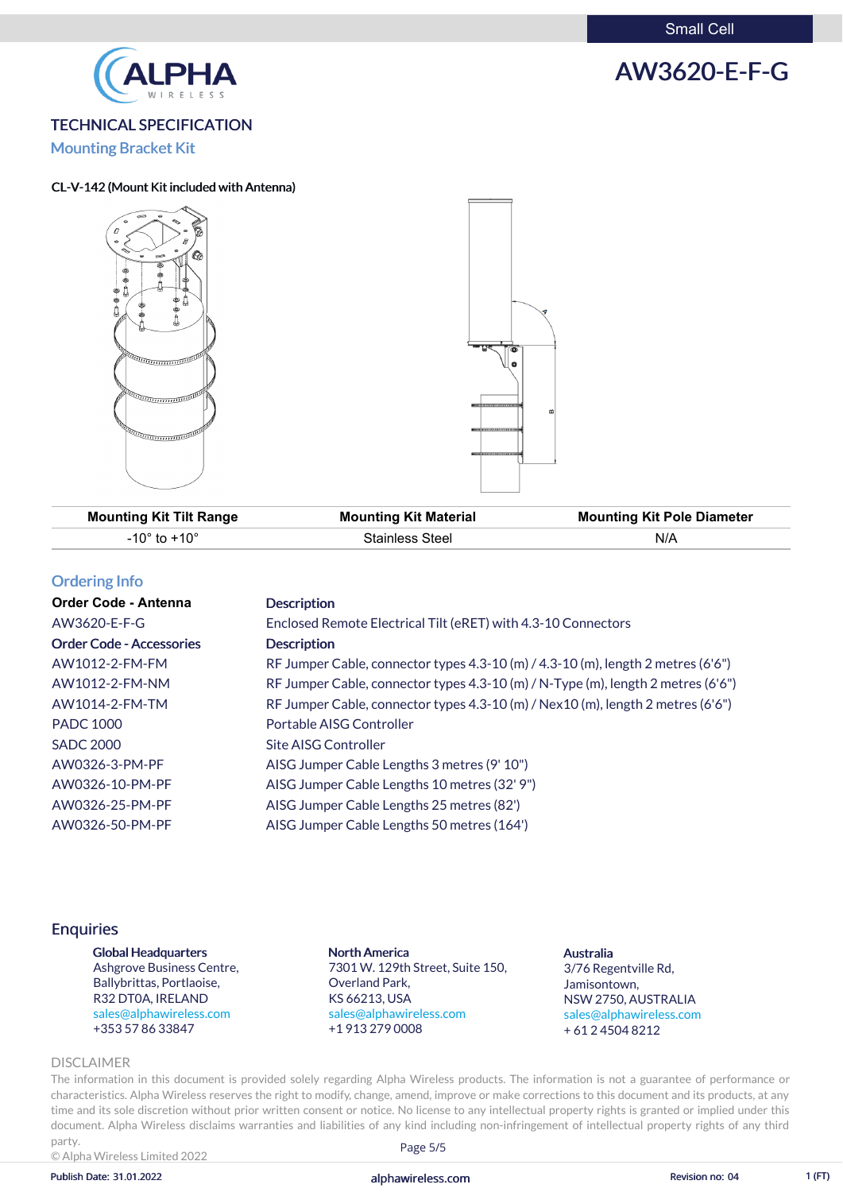Small Cell

# AW3620-E-F-G

## TECHNICAL SPECIFICATION

### Mounting Bracket Kit

**CL-V-142 (Mount Kit included with Antenna)**

| Mounting Kit Tilt Range | Mounting Kit Material | Mounting Kit Pole Diameter |
|---|---|---|
| -10° to +10° | Stainless Steel | N/A |

## Ordering Info

| Order Code - Antenna | Description |
|---|---|
| AW3620-E-F-G | Enclosed Remote Electrical Tilt (eRET) with 4.3-10 Connectors |

| Order Code - Accessories | Description |
|---|---|
| AW1012-2-FM-FM | RF Jumper Cable, connector types 4.3-10 (m) / 4.3-10 (m), length 2 metres (6'6") |
| AW1012-2-FM-NM | RF Jumper Cable, connector types 4.3-10 (m) / N-Type (m), length 2 metres (6'6") |
| AW1014-2-FM-TM | RF Jumper Cable, connector types 4.3-10 (m) / Nex10 (m), length 2 metres (6'6") |
| PADC 1000 | Portable AISG Controller |
| SADC 2000 | Site AISG Controller |
| AW0326-3-PM-PF | AISG Jumper Cable Lengths 3 metres (9' 10") |
| AW0326-10-PM-PF | AISG Jumper Cable Lengths 10 metres (32' 9") |
| AW0326-25-PM-PF | AISG Jumper Cable Lengths 25 metres (82') |
| AW0326-50-PM-PF | AISG Jumper Cable Lengths 50 metres (164') |

## Enquiries

**Global Headquarters**
Ashgrove Business Centre,
Ballybrittas, Portlaoise,
R32 DT0A, IRELAND
sales@alphawireless.com
+353 57 86 33847

**North America**
7301 W. 129th Street, Suite 150,
Overland Park,
KS 66213, USA
sales@alphawireless.com
+1 913 279 0008

**Australia**
3/76 Regentville Rd,
Jamisontown,
NSW 2750, AUSTRALIA
sales@alphawireless.com
+ 61 2 4504 8212

DISCLAIMER

The information in this document is provided solely regarding Alpha Wireless products. The information is not a guarantee of performance or characteristics. Alpha Wireless reserves the right to modify, change, amend, improve or make corrections to this document and its products, at any time and its sole discretion without prior written consent or notice. No license to any intellectual property rights is granted or implied under this document. Alpha Wireless disclaims warranties and liabilities of any kind including non-infringement of intellectual property rights of any third party.

© Alpha Wireless Limited 2022

Publish Date: 31.01.2022 | alphawireless.com | Revision no: 04 | 1 (FT)